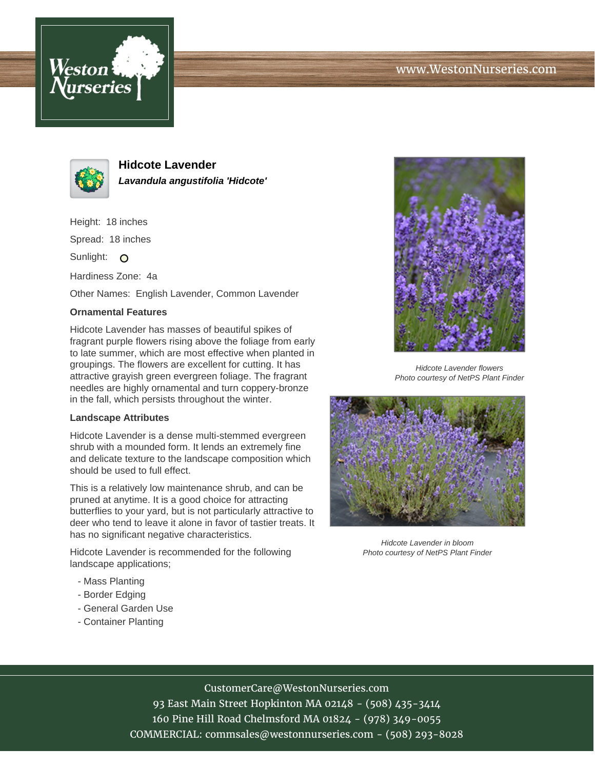# Hidcote Lavender

***Lavandula angustifolia 'Hidcote'***

Height: 18 inches

Spread: 18 inches

Sunlight: O

Hardiness Zone: 4a

Other Names: English Lavender, Common Lavender

### Ornamental Features

Hidcote Lavender has masses of beautiful spikes of fragrant purple flowers rising above the foliage from early to late summer, which are most effective when planted in groupings. The flowers are excellent for cutting. It has attractive grayish green evergreen foliage. The fragrant needles are highly ornamental and turn coppery-bronze in the fall, which persists throughout the winter.

### Landscape Attributes

Hidcote Lavender is a dense multi-stemmed evergreen shrub with a mounded form. It lends an extremely fine and delicate texture to the landscape composition which should be used to full effect.

This is a relatively low maintenance shrub, and can be pruned at anytime. It is a good choice for attracting butterflies to your yard, but is not particularly attractive to deer who tend to leave it alone in favor of tastier treats. It has no significant negative characteristics.

Hidcote Lavender is recommended for the following landscape applications;

- Mass Planting
- Border Edging
- General Garden Use
- Container Planting

*Hidcote Lavender flowers*
*Photo courtesy of NetPS Plant Finder*

*Hidcote Lavender in bloom*
*Photo courtesy of NetPS Plant Finder*

CustomerCare@WestonNurseries.com
93 East Main Street Hopkinton MA 02148 - (508) 435-3414
160 Pine Hill Road Chelmsford MA 01824 - (978) 349-0055
COMMERCIAL: commsales@westonnurseries.com - (508) 293-8028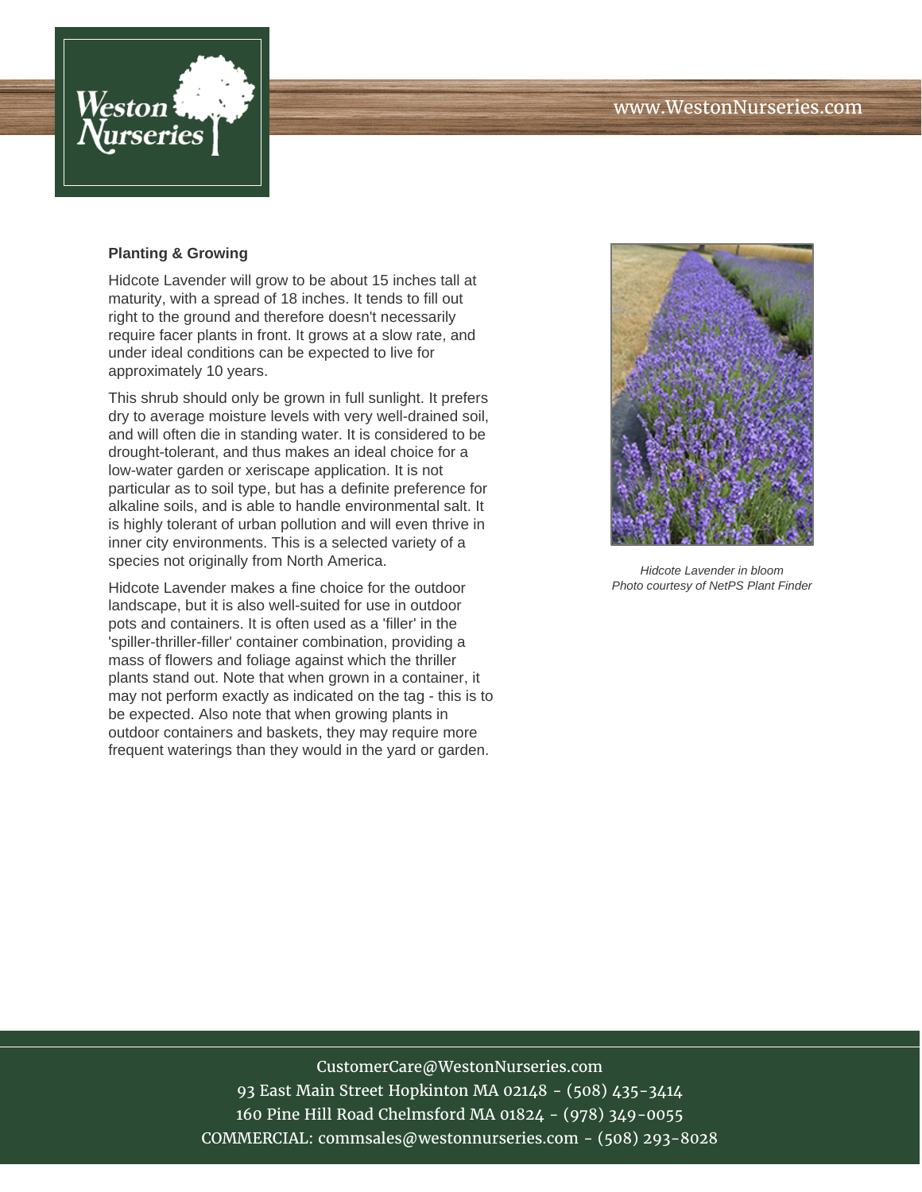## Planting & Growing

Hidcote Lavender will grow to be about 15 inches tall at maturity, with a spread of 18 inches. It tends to fill out right to the ground and therefore doesn't necessarily require facer plants in front. It grows at a slow rate, and under ideal conditions can be expected to live for approximately 10 years.

This shrub should only be grown in full sunlight. It prefers dry to average moisture levels with very well-drained soil, and will often die in standing water. It is considered to be drought-tolerant, and thus makes an ideal choice for a low-water garden or xeriscape application. It is not particular as to soil type, but has a definite preference for alkaline soils, and is able to handle environmental salt. It is highly tolerant of urban pollution and will even thrive in inner city environments. This is a selected variety of a species not originally from North America.

Hidcote Lavender makes a fine choice for the outdoor landscape, but it is also well-suited for use in outdoor pots and containers. It is often used as a 'filler' in the 'spiller-thriller-filler' container combination, providing a mass of flowers and foliage against which the thriller plants stand out. Note that when grown in a container, it may not perform exactly as indicated on the tag - this is to be expected. Also note that when growing plants in outdoor containers and baskets, they may require more frequent waterings than they would in the yard or garden.

*Hidcote Lavender in bloom*
*Photo courtesy of NetPS Plant Finder*